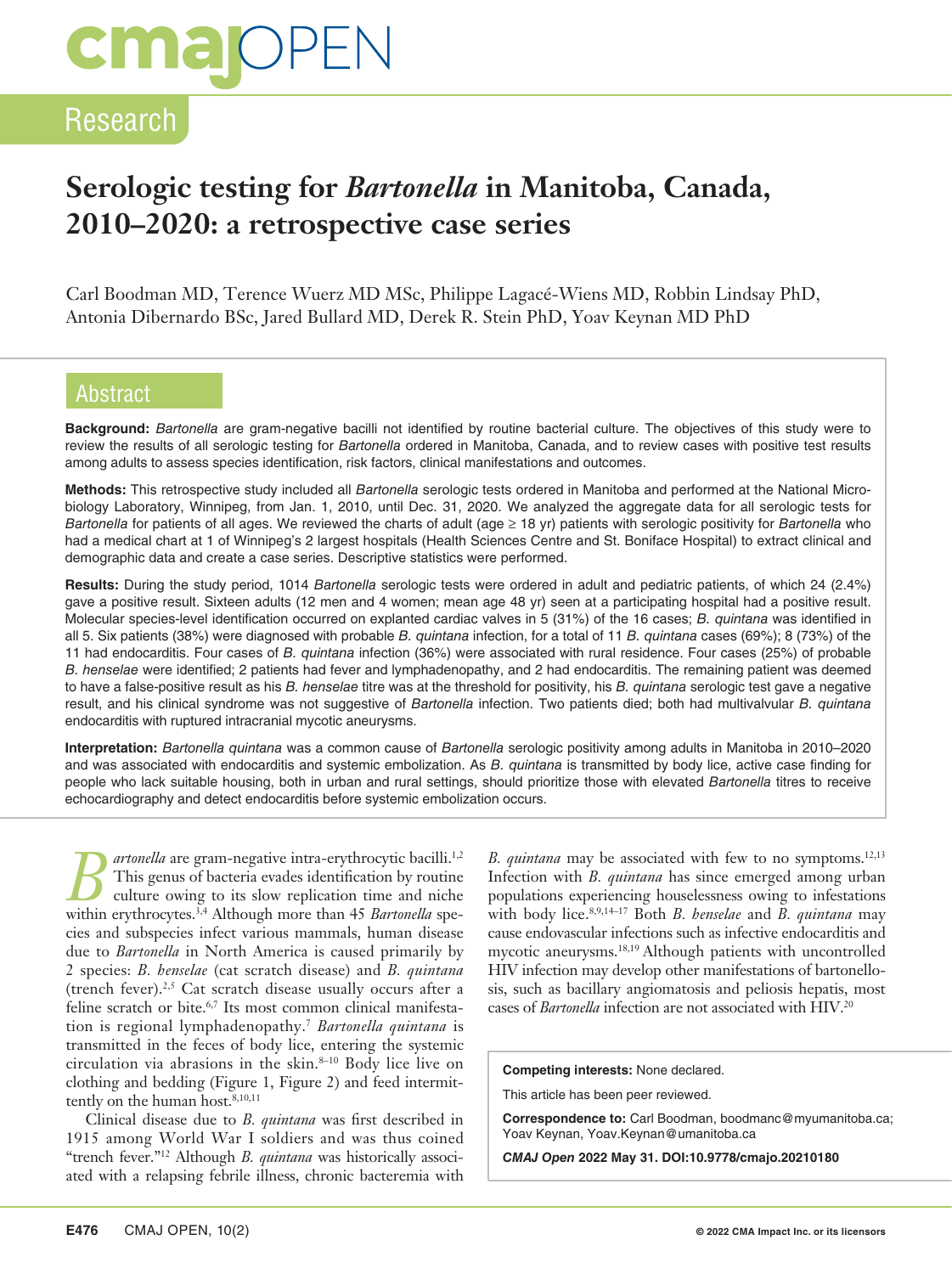# Serologic testing for *Bartonella* in Manitoba, Canada, 2010–2020: a retrospective case series

Carl Boodman MD, Terence Wuerz MD MSc, Philippe Lagacé-Wiens MD, Robbin Lindsay PhD, Antonia Dibernardo BSc, Jared Bullard MD, Derek R. Stein PhD, Yoav Keynan MD PhD

## Abstract

**Background:** *Bartonella* are gram-negative bacilli not identified by routine bacterial culture. The objectives of this study were to review the results of all serologic testing for *Bartonella* ordered in Manitoba, Canada, and to review cases with positive test results among adults to assess species identification, risk factors, clinical manifestations and outcomes.

**Methods:** This retrospective study included all *Bartonella* serologic tests ordered in Manitoba and performed at the National Microbiology Laboratory, Winnipeg, from Jan. 1, 2010, until Dec. 31, 2020. We analyzed the aggregate data for all serologic tests for *Bartonella* for patients of all ages. We reviewed the charts of adult (age ≥ 18 yr) patients with serologic positivity for *Bartonella* who had a medical chart at 1 of Winnipeg's 2 largest hospitals (Health Sciences Centre and St. Boniface Hospital) to extract clinical and demographic data and create a case series. Descriptive statistics were performed.

**Results:** During the study period, 1014 *Bartonella* serologic tests were ordered in adult and pediatric patients, of which 24 (2.4%) gave a positive result. Sixteen adults (12 men and 4 women; mean age 48 yr) seen at a participating hospital had a positive result. Molecular species-level identification occurred on explanted cardiac valves in 5 (31%) of the 16 cases; *B. quintana* was identified in all 5. Six patients (38%) were diagnosed with probable *B. quintana* infection, for a total of 11 *B. quintana* cases (69%); 8 (73%) of the 11 had endocarditis. Four cases of *B. quintana* infection (36%) were associated with rural residence. Four cases (25%) of probable *B. henselae* were identified; 2 patients had fever and lymphadenopathy, and 2 had endocarditis. The remaining patient was deemed to have a false-positive result as his *B. henselae* titre was at the threshold for positivity, his *B. quintana* serologic test gave a negative result, and his clinical syndrome was not suggestive of *Bartonella* infection. Two patients died; both had multivalvular *B. quintana* endocarditis with ruptured intracranial mycotic aneurysms.

**Interpretation:** *Bartonella quintana* was a common cause of *Bartonella* serologic positivity among adults in Manitoba in 2010–2020 and was associated with endocarditis and systemic embolization. As *B. quintana* is transmitted by body lice, active case finding for people who lack suitable housing, both in urban and rural settings, should prioritize those with elevated *Bartonella* titres to receive echocardiography and detect endocarditis before systemic embolization occurs.

*Bartonella* are gram-negative intra-erythrocytic bacilli.[1,2] This genus of bacteria evades identification by routine culture owing to its slow replication time and niche within erythrocytes.[3,4] Although more than 45 *Bartonella* species and subspecies infect various mammals, human disease due to *Bartonella* in North America is caused primarily by 2 species: *B. henselae* (cat scratch disease) and *B. quintana* (trench fever).[2,5] Cat scratch disease usually occurs after a feline scratch or bite.[6,7] Its most common clinical manifestation is regional lymphadenopathy.[7] *Bartonella quintana* is transmitted in the feces of body lice, entering the systemic circulation via abrasions in the skin.[8–10] Body lice live on clothing and bedding (Figure 1, Figure 2) and feed intermittently on the human host.[8,10,11]

Clinical disease due to *B. quintana* was first described in 1915 among World War I soldiers and was thus coined "trench fever."[12] Although *B. quintana* was historically associated with a relapsing febrile illness, chronic bacteremia with *B. quintana* may be associated with few to no symptoms.[12,13] Infection with *B. quintana* has since emerged among urban populations experiencing houselessness owing to infestations with body lice.[8,9,14–17] Both *B. henselae* and *B. quintana* may cause endovascular infections such as infective endocarditis and mycotic aneurysms.[18,19] Although patients with uncontrolled HIV infection may develop other manifestations of bartonellosis, such as bacillary angiomatosis and peliosis hepatis, most cases of *Bartonella* infection are not associated with HIV.[20]

**Competing interests:** None declared.

This article has been peer reviewed.

**Correspondence to:** Carl Boodman, boodmanc@myumanitoba.ca; Yoav Keynan, Yoav.Keynan@umanitoba.ca

***CMAJ Open*** **2022 May 31. DOI:10.9778/cmajo.20210180**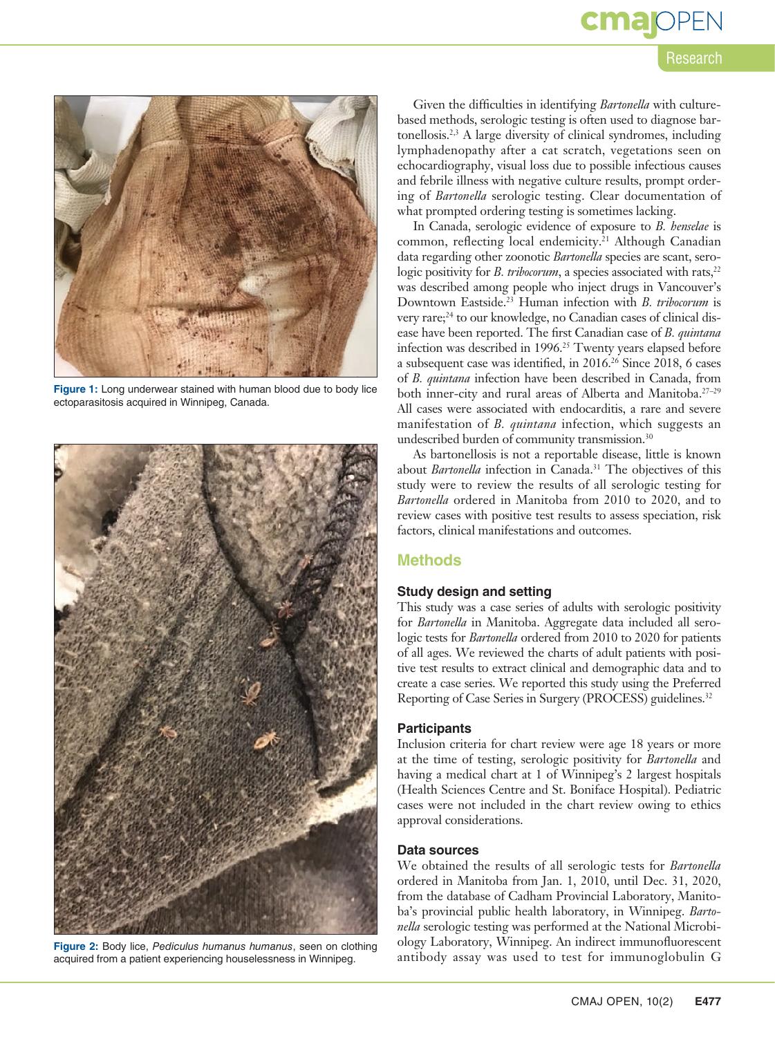Figure 1: Long underwear stained with human blood due to body lice ectoparasitosis acquired in Winnipeg, Canada.

Figure 2: Body lice, *Pediculus humanus humanus*, seen on clothing acquired from a patient experiencing houselessness in Winnipeg.

Given the difficulties in identifying *Bartonella* with culture-based methods, serologic testing is often used to diagnose bartonellosis.[2,3] A large diversity of clinical syndromes, including lymphadenopathy after a cat scratch, vegetations seen on echocardiography, visual loss due to possible infectious causes and febrile illness with negative culture results, prompt ordering of *Bartonella* serologic testing. Clear documentation of what prompted ordering testing is sometimes lacking.

In Canada, serologic evidence of exposure to *B. henselae* is common, reflecting local endemicity.[21] Although Canadian data regarding other zoonotic *Bartonella* species are scant, serologic positivity for *B. tribocorum*, a species associated with rats,[22] was described among people who inject drugs in Vancouver's Downtown Eastside.[23] Human infection with *B. tribocorum* is very rare;[24] to our knowledge, no Canadian cases of clinical disease have been reported. The first Canadian case of *B. quintana* infection was described in 1996.[25] Twenty years elapsed before a subsequent case was identified, in 2016.[26] Since 2018, 6 cases of *B. quintana* infection have been described in Canada, from both inner-city and rural areas of Alberta and Manitoba.[27–29] All cases were associated with endocarditis, a rare and severe manifestation of *B. quintana* infection, which suggests an undescribed burden of community transmission.[30]

As bartonellosis is not a reportable disease, little is known about *Bartonella* infection in Canada.[31] The objectives of this study were to review the results of all serologic testing for *Bartonella* ordered in Manitoba from 2010 to 2020, and to review cases with positive test results to assess speciation, risk factors, clinical manifestations and outcomes.

## Methods

### Study design and setting

This study was a case series of adults with serologic positivity for *Bartonella* in Manitoba. Aggregate data included all serologic tests for *Bartonella* ordered from 2010 to 2020 for patients of all ages. We reviewed the charts of adult patients with positive test results to extract clinical and demographic data and to create a case series. We reported this study using the Preferred Reporting of Case Series in Surgery (PROCESS) guidelines.[32]

### Participants

Inclusion criteria for chart review were age 18 years or more at the time of testing, serologic positivity for *Bartonella* and having a medical chart at 1 of Winnipeg's 2 largest hospitals (Health Sciences Centre and St. Boniface Hospital). Pediatric cases were not included in the chart review owing to ethics approval considerations.

### Data sources

We obtained the results of all serologic tests for *Bartonella* ordered in Manitoba from Jan. 1, 2010, until Dec. 31, 2020, from the database of Cadham Provincial Laboratory, Manitoba's provincial public health laboratory, in Winnipeg. *Bartonella* serologic testing was performed at the National Microbiology Laboratory, Winnipeg. An indirect immunofluorescent antibody assay was used to test for immunoglobulin G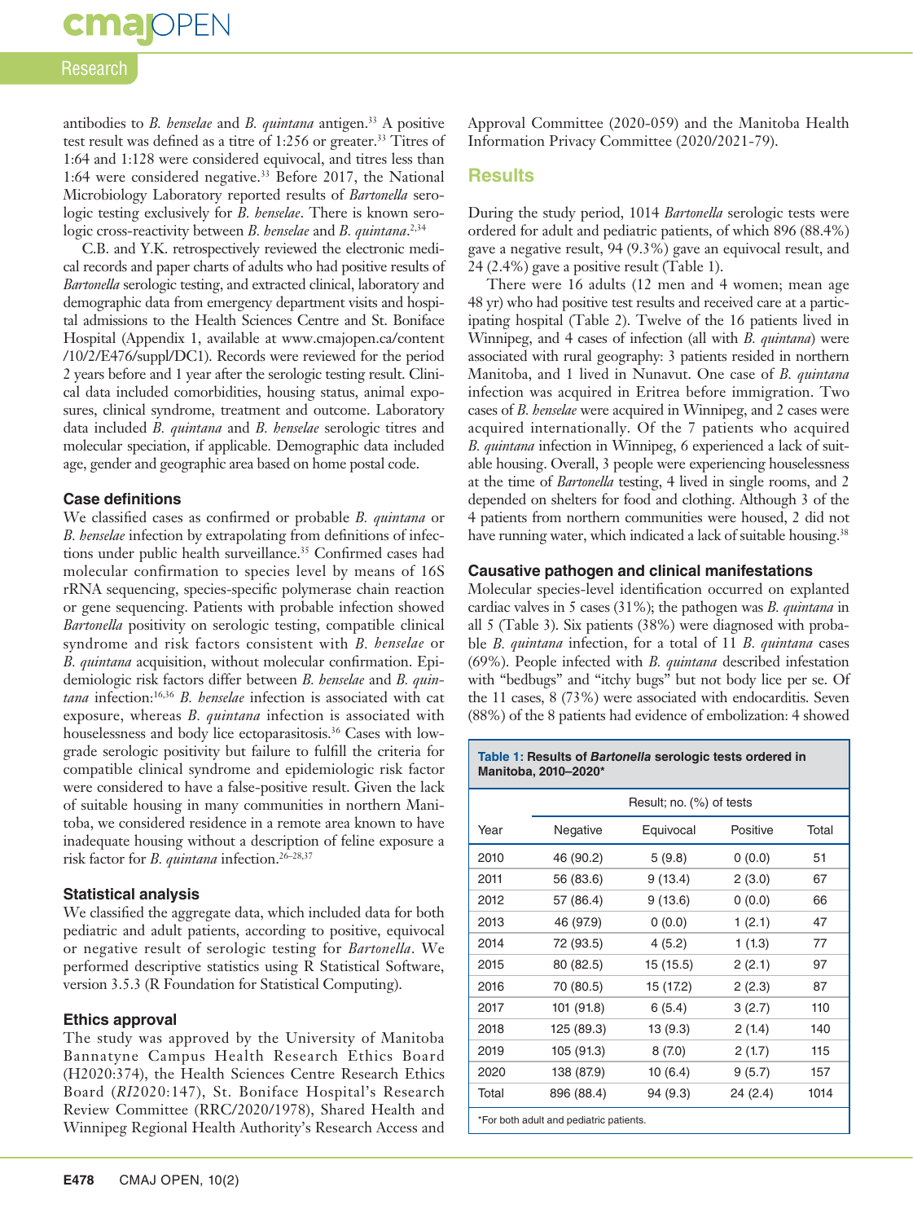antibodies to *B. henselae* and *B. quintana* antigen.[33] A positive test result was defined as a titre of 1:256 or greater.[33] Titres of 1:64 and 1:128 were considered equivocal, and titres less than 1:64 were considered negative.[33] Before 2017, the National Microbiology Laboratory reported results of *Bartonella* serologic testing exclusively for *B. henselae*. There is known serologic cross-reactivity between *B. henselae* and *B. quintana*.[2,34]

C.B. and Y.K. retrospectively reviewed the electronic medical records and paper charts of adults who had positive results of *Bartonella* serologic testing, and extracted clinical, laboratory and demographic data from emergency department visits and hospital admissions to the Health Sciences Centre and St. Boniface Hospital (Appendix 1, available at www.cmajopen.ca/content/10/2/E476/suppl/DC1). Records were reviewed for the period 2 years before and 1 year after the serologic testing result. Clinical data included comorbidities, housing status, animal exposures, clinical syndrome, treatment and outcome. Laboratory data included *B. quintana* and *B. henselae* serologic titres and molecular speciation, if applicable. Demographic data included age, gender and geographic area based on home postal code.

### Case definitions

We classified cases as confirmed or probable *B. quintana* or *B. henselae* infection by extrapolating from definitions of infections under public health surveillance.[35] Confirmed cases had molecular confirmation to species level by means of 16S rRNA sequencing, species-specific polymerase chain reaction or gene sequencing. Patients with probable infection showed *Bartonella* positivity on serologic testing, compatible clinical syndrome and risk factors consistent with *B. henselae* or *B. quintana* acquisition, without molecular confirmation. Epidemiologic risk factors differ between *B. henselae* and *B. quintana* infection:[16,36] *B. henselae* infection is associated with cat exposure, whereas *B. quintana* infection is associated with houselessness and body lice ectoparasitosis.[36] Cases with low-grade serologic positivity but failure to fulfill the criteria for compatible clinical syndrome and epidemiologic risk factor were considered to have a false-positive result. Given the lack of suitable housing in many communities in northern Manitoba, we considered residence in a remote area known to have inadequate housing without a description of feline exposure a risk factor for *B. quintana* infection.[26–28,37]

### Statistical analysis

We classified the aggregate data, which included data for both pediatric and adult patients, according to positive, equivocal or negative result of serologic testing for *Bartonella*. We performed descriptive statistics using R Statistical Software, version 3.5.3 (R Foundation for Statistical Computing).

### Ethics approval

The study was approved by the University of Manitoba Bannatyne Campus Health Research Ethics Board (H2020:374), the Health Sciences Centre Research Ethics Board (*RI*2020:147), St. Boniface Hospital's Research Review Committee (RRC/2020/1978), Shared Health and Winnipeg Regional Health Authority's Research Access and Approval Committee (2020-059) and the Manitoba Health Information Privacy Committee (2020/2021-79).

## Results

During the study period, 1014 *Bartonella* serologic tests were ordered for adult and pediatric patients, of which 896 (88.4%) gave a negative result, 94 (9.3%) gave an equivocal result, and 24 (2.4%) gave a positive result (Table 1).

There were 16 adults (12 men and 4 women; mean age 48 yr) who had positive test results and received care at a participating hospital (Table 2). Twelve of the 16 patients lived in Winnipeg, and 4 cases of infection (all with *B. quintana*) were associated with rural geography: 3 patients resided in northern Manitoba, and 1 lived in Nunavut. One case of *B. quintana* infection was acquired in Eritrea before immigration. Two cases of *B. henselae* were acquired in Winnipeg, and 2 cases were acquired internationally. Of the 7 patients who acquired *B. quintana* infection in Winnipeg, 6 experienced a lack of suitable housing. Overall, 3 people were experiencing houselessness at the time of *Bartonella* testing, 4 lived in single rooms, and 2 depended on shelters for food and clothing. Although 3 of the 4 patients from northern communities were housed, 2 did not have running water, which indicated a lack of suitable housing.[38]

### Causative pathogen and clinical manifestations

Molecular species-level identification occurred on explanted cardiac valves in 5 cases (31%); the pathogen was *B. quintana* in all 5 (Table 3). Six patients (38%) were diagnosed with probable *B. quintana* infection, for a total of 11 *B. quintana* cases (69%). People infected with *B. quintana* described infestation with "bedbugs" and "itchy bugs" but not body lice per se. Of the 11 cases, 8 (73%) were associated with endocarditis. Seven (88%) of the 8 patients had evidence of embolization: 4 showed

**Table 1: Results of *Bartonella* serologic tests ordered in Manitoba, 2010–2020\***

| Year | Result; no. (%) of tests | | | |
|---|---|---|---|---|
| | Negative | Equivocal | Positive | Total |
| 2010 | 46 (90.2) | 5 (9.8) | 0 (0.0) | 51 |
| 2011 | 56 (83.6) | 9 (13.4) | 2 (3.0) | 67 |
| 2012 | 57 (86.4) | 9 (13.6) | 0 (0.0) | 66 |
| 2013 | 46 (97.9) | 0 (0.0) | 1 (2.1) | 47 |
| 2014 | 72 (93.5) | 4 (5.2) | 1 (1.3) | 77 |
| 2015 | 80 (82.5) | 15 (15.5) | 2 (2.1) | 97 |
| 2016 | 70 (80.5) | 15 (17.2) | 2 (2.3) | 87 |
| 2017 | 101 (91.8) | 6 (5.4) | 3 (2.7) | 110 |
| 2018 | 125 (89.3) | 13 (9.3) | 2 (1.4) | 140 |
| 2019 | 105 (91.3) | 8 (7.0) | 2 (1.7) | 115 |
| 2020 | 138 (87.9) | 10 (6.4) | 9 (5.7) | 157 |
| Total | 896 (88.4) | 94 (9.3) | 24 (2.4) | 1014 |

\*For both adult and pediatric patients.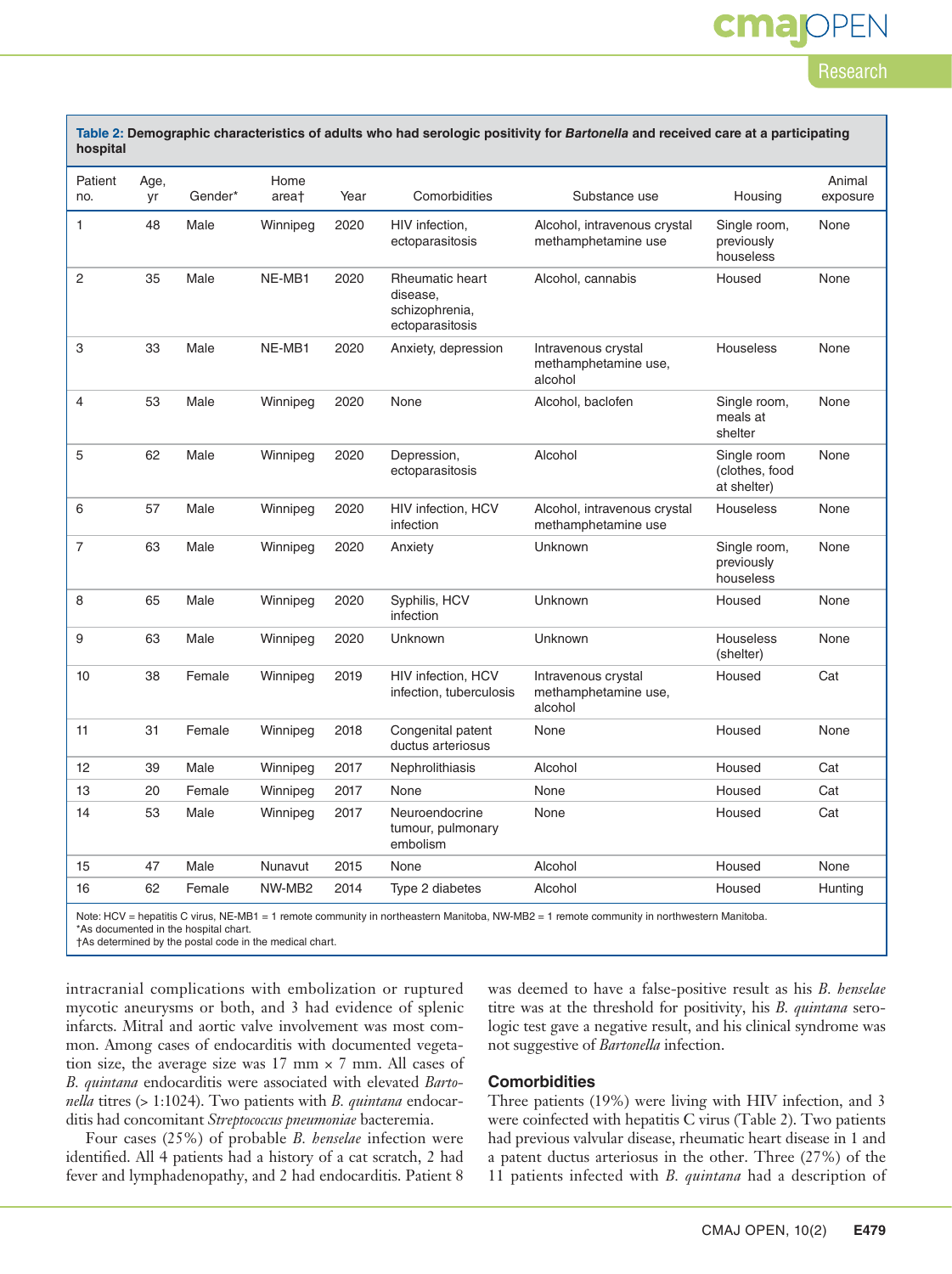**Table 2: Demographic characteristics of adults who had serologic positivity for *Bartonella* and received care at a participating hospital**

| Patient no. | Age, yr | Gender* | Home area† | Year | Comorbidities | Substance use | Housing | Animal exposure |
|---|---|---|---|---|---|---|---|---|
| 1 | 48 | Male | Winnipeg | 2020 | HIV infection, ectoparasitosis | Alcohol, intravenous crystal methamphetamine use | Single room, previously houseless | None |
| 2 | 35 | Male | NE-MB1 | 2020 | Rheumatic heart disease, schizophrenia, ectoparasitosis | Alcohol, cannabis | Housed | None |
| 3 | 33 | Male | NE-MB1 | 2020 | Anxiety, depression | Intravenous crystal methamphetamine use, alcohol | Houseless | None |
| 4 | 53 | Male | Winnipeg | 2020 | None | Alcohol, baclofen | Single room, meals at shelter | None |
| 5 | 62 | Male | Winnipeg | 2020 | Depression, ectoparasitosis | Alcohol | Single room (clothes, food at shelter) | None |
| 6 | 57 | Male | Winnipeg | 2020 | HIV infection, HCV infection | Alcohol, intravenous crystal methamphetamine use | Houseless | None |
| 7 | 63 | Male | Winnipeg | 2020 | Anxiety | Unknown | Single room, previously houseless | None |
| 8 | 65 | Male | Winnipeg | 2020 | Syphilis, HCV infection | Unknown | Housed | None |
| 9 | 63 | Male | Winnipeg | 2020 | Unknown | Unknown | Houseless (shelter) | None |
| 10 | 38 | Female | Winnipeg | 2019 | HIV infection, HCV infection, tuberculosis | Intravenous crystal methamphetamine use, alcohol | Housed | Cat |
| 11 | 31 | Female | Winnipeg | 2018 | Congenital patent ductus arteriosus | None | Housed | None |
| 12 | 39 | Male | Winnipeg | 2017 | Nephrolithiasis | Alcohol | Housed | Cat |
| 13 | 20 | Female | Winnipeg | 2017 | None | None | Housed | Cat |
| 14 | 53 | Male | Winnipeg | 2017 | Neuroendocrine tumour, pulmonary embolism | None | Housed | Cat |
| 15 | 47 | Male | Nunavut | 2015 | None | Alcohol | Housed | None |
| 16 | 62 | Female | NW-MB2 | 2014 | Type 2 diabetes | Alcohol | Housed | Hunting |

Note: HCV = hepatitis C virus, NE-MB1 = 1 remote community in northeastern Manitoba, NW-MB2 = 1 remote community in northwestern Manitoba.
*As documented in the hospital chart.
†As determined by the postal code in the medical chart.

intracranial complications with embolization or ruptured mycotic aneurysms or both, and 3 had evidence of splenic infarcts. Mitral and aortic valve involvement was most common. Among cases of endocarditis with documented vegetation size, the average size was 17 mm × 7 mm. All cases of *B. quintana* endocarditis were associated with elevated *Bartonella* titres (> 1:1024). Two patients with *B. quintana* endocarditis had concomitant *Streptococcus pneumoniae* bacteremia.

Four cases (25%) of probable *B. henselae* infection were identified. All 4 patients had a history of a cat scratch, 2 had fever and lymphadenopathy, and 2 had endocarditis. Patient 8 was deemed to have a false-positive result as his *B. henselae* titre was at the threshold for positivity, his *B. quintana* serologic test gave a negative result, and his clinical syndrome was not suggestive of *Bartonella* infection.

## Comorbidities

Three patients (19%) were living with HIV infection, and 3 were coinfected with hepatitis C virus (Table 2). Two patients had previous valvular disease, rheumatic heart disease in 1 and a patent ductus arteriosus in the other. Three (27%) of the 11 patients infected with *B. quintana* had a description of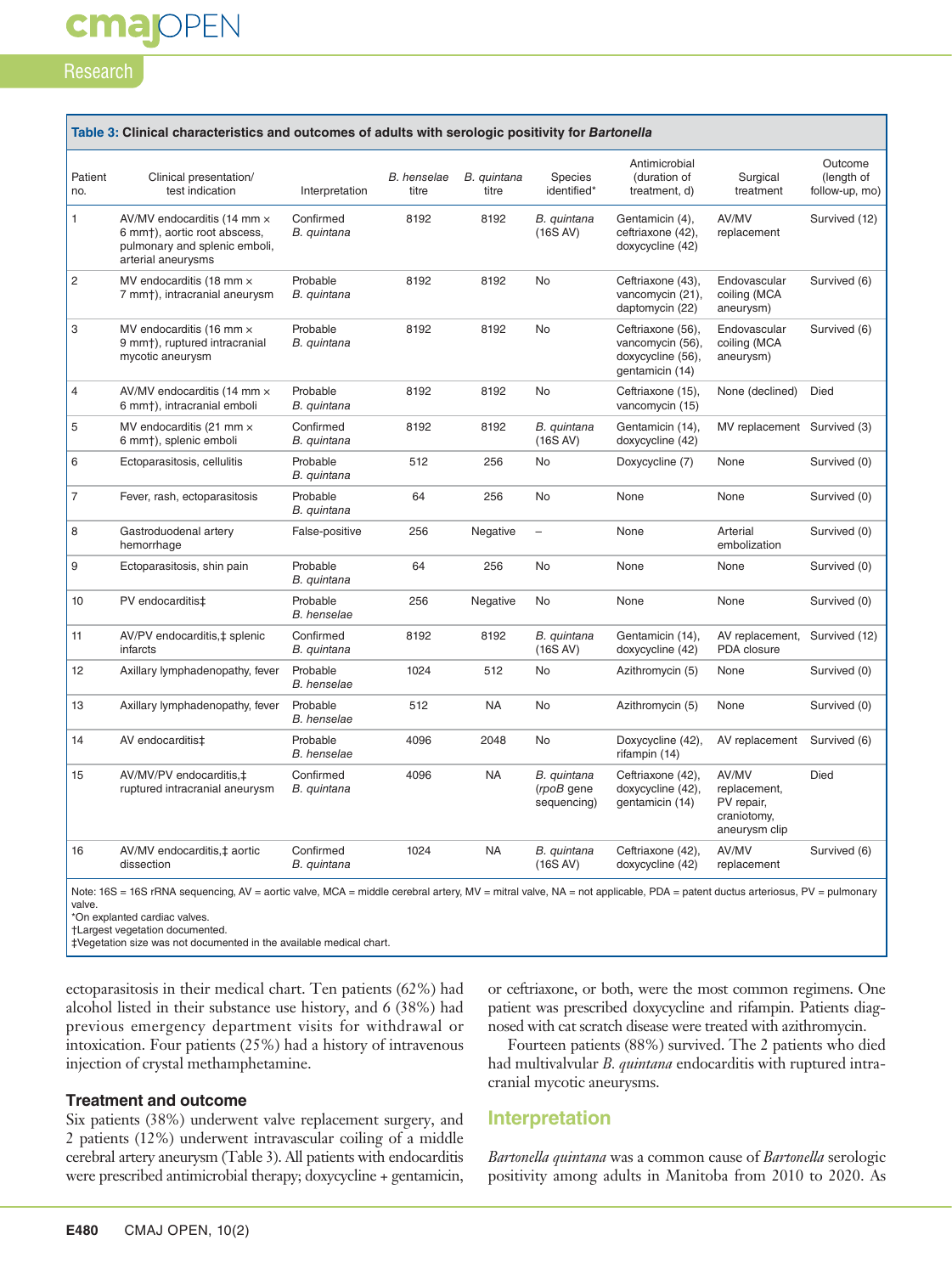**Table 3: Clinical characteristics and outcomes of adults with serologic positivity for *Bartonella***

| Patient no. | Clinical presentation/ test indication | Interpretation | *B. henselae* titre | *B. quintana* titre | Species identified* | Antimicrobial (duration of treatment, d) | Surgical treatment | Outcome (length of follow-up, mo) |
|---|---|---|---|---|---|---|---|---|
| 1 | AV/MV endocarditis (14 mm × 6 mm†), aortic root abscess, pulmonary and splenic emboli, arterial aneurysms | Confirmed *B. quintana* | 8192 | 8192 | *B. quintana* (16S AV) | Gentamicin (4), ceftriaxone (42), doxycycline (42) | AV/MV replacement | Survived (12) |
| 2 | MV endocarditis (18 mm × 7 mm†), intracranial aneurysm | Probable *B. quintana* | 8192 | 8192 | No | Ceftriaxone (43), vancomycin (21), daptomycin (22) | Endovascular coiling (MCA aneurysm) | Survived (6) |
| 3 | MV endocarditis (16 mm × 9 mm†), ruptured intracranial mycotic aneurysm | Probable *B. quintana* | 8192 | 8192 | No | Ceftriaxone (56), vancomycin (56), doxycycline (56), gentamicin (14) | Endovascular coiling (MCA aneurysm) | Survived (6) |
| 4 | AV/MV endocarditis (14 mm × 6 mm†), intracranial emboli | Probable *B. quintana* | 8192 | 8192 | No | Ceftriaxone (15), vancomycin (15) | None (declined) | Died |
| 5 | MV endocarditis (21 mm × 6 mm†), splenic emboli | Confirmed *B. quintana* | 8192 | 8192 | *B. quintana* (16S AV) | Gentamicin (14), doxycycline (42) | MV replacement | Survived (3) |
| 6 | Ectoparasitosis, cellulitis | Probable *B. quintana* | 512 | 256 | No | Doxycycline (7) | None | Survived (0) |
| 7 | Fever, rash, ectoparasitosis | Probable *B. quintana* | 64 | 256 | No | None | None | Survived (0) |
| 8 | Gastroduodenal artery hemorrhage | False-positive | 256 | Negative | – | None | Arterial embolization | Survived (0) |
| 9 | Ectoparasitosis, shin pain | Probable *B. quintana* | 64 | 256 | No | None | None | Survived (0) |
| 10 | PV endocarditis‡ | Probable *B. henselae* | 256 | Negative | No | None | None | Survived (0) |
| 11 | AV/PV endocarditis,‡ splenic infarcts | Confirmed *B. quintana* | 8192 | 8192 | *B. quintana* (16S AV) | Gentamicin (14), doxycycline (42) | AV replacement, PDA closure | Survived (12) |
| 12 | Axillary lymphadenopathy, fever | Probable *B. henselae* | 1024 | 512 | No | Azithromycin (5) | None | Survived (0) |
| 13 | Axillary lymphadenopathy, fever | Probable *B. henselae* | 512 | NA | No | Azithromycin (5) | None | Survived (0) |
| 14 | AV endocarditis‡ | Probable *B. henselae* | 4096 | 2048 | No | Doxycycline (42), rifampin (14) | AV replacement | Survived (6) |
| 15 | AV/MV/PV endocarditis,‡ ruptured intracranial aneurysm | Confirmed *B. quintana* | 4096 | NA | *B. quintana* (*rpoB* gene sequencing) | Ceftriaxone (42), doxycycline (42), gentamicin (14) | AV/MV replacement, PV repair, craniotomy, aneurysm clip | Died |
| 16 | AV/MV endocarditis,‡ aortic dissection | Confirmed *B. quintana* | 1024 | NA | *B. quintana* (16S AV) | Ceftriaxone (42), doxycycline (42) | AV/MV replacement | Survived (6) |

Note: 16S = 16S rRNA sequencing, AV = aortic valve, MCA = middle cerebral artery, MV = mitral valve, NA = not applicable, PDA = patent ductus arteriosus, PV = pulmonary valve.
*On explanted cardiac valves.
†Largest vegetation documented.
‡Vegetation size was not documented in the available medical chart.

ectoparasitosis in their medical chart. Ten patients (62%) had alcohol listed in their substance use history, and 6 (38%) had previous emergency department visits for withdrawal or intoxication. Four patients (25%) had a history of intravenous injection of crystal methamphetamine.

### Treatment and outcome

Six patients (38%) underwent valve replacement surgery, and 2 patients (12%) underwent intravascular coiling of a middle cerebral artery aneurysm (Table 3). All patients with endocarditis were prescribed antimicrobial therapy; doxycycline + gentamicin, or ceftriaxone, or both, were the most common regimens. One patient was prescribed doxycycline and rifampin. Patients diagnosed with cat scratch disease were treated with azithromycin.

Fourteen patients (88%) survived. The 2 patients who died had multivalvular *B. quintana* endocarditis with ruptured intracranial mycotic aneurysms.

## Interpretation

*Bartonella quintana* was a common cause of *Bartonella* serologic positivity among adults in Manitoba from 2010 to 2020. As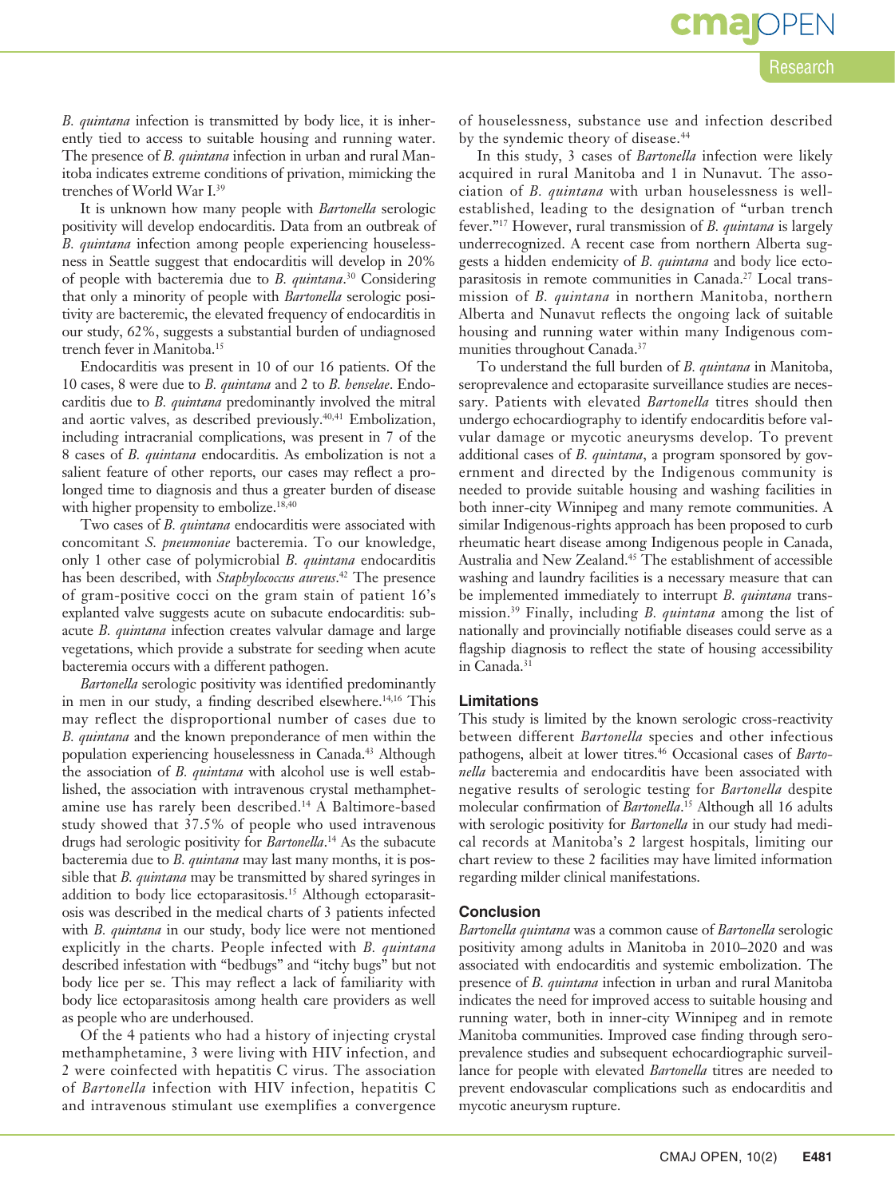*B. quintana* infection is transmitted by body lice, it is inherently tied to access to suitable housing and running water. The presence of *B. quintana* infection in urban and rural Manitoba indicates extreme conditions of privation, mimicking the trenches of World War I.[39]

It is unknown how many people with *Bartonella* serologic positivity will develop endocarditis. Data from an outbreak of *B. quintana* infection among people experiencing houselessness in Seattle suggest that endocarditis will develop in 20% of people with bacteremia due to *B. quintana*.[30] Considering that only a minority of people with *Bartonella* serologic positivity are bacteremic, the elevated frequency of endocarditis in our study, 62%, suggests a substantial burden of undiagnosed trench fever in Manitoba.[15]

Endocarditis was present in 10 of our 16 patients. Of the 10 cases, 8 were due to *B. quintana* and 2 to *B. henselae*. Endocarditis due to *B. quintana* predominantly involved the mitral and aortic valves, as described previously.[40,41] Embolization, including intracranial complications, was present in 7 of the 8 cases of *B. quintana* endocarditis. As embolization is not a salient feature of other reports, our cases may reflect a prolonged time to diagnosis and thus a greater burden of disease with higher propensity to embolize.[18,40]

Two cases of *B. quintana* endocarditis were associated with concomitant *S. pneumoniae* bacteremia. To our knowledge, only 1 other case of polymicrobial *B. quintana* endocarditis has been described, with *Staphylococcus aureus*.[42] The presence of gram-positive cocci on the gram stain of patient 16's explanted valve suggests acute on subacute endocarditis: subacute *B. quintana* infection creates valvular damage and large vegetations, which provide a substrate for seeding when acute bacteremia occurs with a different pathogen.

*Bartonella* serologic positivity was identified predominantly in men in our study, a finding described elsewhere.[14,16] This may reflect the disproportional number of cases due to *B. quintana* and the known preponderance of men within the population experiencing houselessness in Canada.[43] Although the association of *B. quintana* with alcohol use is well established, the association with intravenous crystal methamphetamine use has rarely been described.[14] A Baltimore-based study showed that 37.5% of people who used intravenous drugs had serologic positivity for *Bartonella*.[14] As the subacute bacteremia due to *B. quintana* may last many months, it is possible that *B. quintana* may be transmitted by shared syringes in addition to body lice ectoparasitosis.[15] Although ectoparasitosis was described in the medical charts of 3 patients infected with *B. quintana* in our study, body lice were not mentioned explicitly in the charts. People infected with *B. quintana* described infestation with "bedbugs" and "itchy bugs" but not body lice per se. This may reflect a lack of familiarity with body lice ectoparasitosis among health care providers as well as people who are underhoused.

Of the 4 patients who had a history of injecting crystal methamphetamine, 3 were living with HIV infection, and 2 were coinfected with hepatitis C virus. The association of *Bartonella* infection with HIV infection, hepatitis C and intravenous stimulant use exemplifies a convergence of houselessness, substance use and infection described by the syndemic theory of disease.[44]

In this study, 3 cases of *Bartonella* infection were likely acquired in rural Manitoba and 1 in Nunavut. The association of *B. quintana* with urban houselessness is well-established, leading to the designation of "urban trench fever."[17] However, rural transmission of *B. quintana* is largely underrecognized. A recent case from northern Alberta suggests a hidden endemicity of *B. quintana* and body lice ectoparasitosis in remote communities in Canada.[27] Local transmission of *B. quintana* in northern Manitoba, northern Alberta and Nunavut reflects the ongoing lack of suitable housing and running water within many Indigenous communities throughout Canada.[37]

To understand the full burden of *B. quintana* in Manitoba, seroprevalence and ectoparasite surveillance studies are necessary. Patients with elevated *Bartonella* titres should then undergo echocardiography to identify endocarditis before valvular damage or mycotic aneurysms develop. To prevent additional cases of *B. quintana*, a program sponsored by government and directed by the Indigenous community is needed to provide suitable housing and washing facilities in both inner-city Winnipeg and many remote communities. A similar Indigenous-rights approach has been proposed to curb rheumatic heart disease among Indigenous people in Canada, Australia and New Zealand.[45] The establishment of accessible washing and laundry facilities is a necessary measure that can be implemented immediately to interrupt *B. quintana* transmission.[39] Finally, including *B. quintana* among the list of nationally and provincially notifiable diseases could serve as a flagship diagnosis to reflect the state of housing accessibility in Canada.[31]

### Limitations

This study is limited by the known serologic cross-reactivity between different *Bartonella* species and other infectious pathogens, albeit at lower titres.[46] Occasional cases of *Bartonella* bacteremia and endocarditis have been associated with negative results of serologic testing for *Bartonella* despite molecular confirmation of *Bartonella*.[15] Although all 16 adults with serologic positivity for *Bartonella* in our study had medical records at Manitoba's 2 largest hospitals, limiting our chart review to these 2 facilities may have limited information regarding milder clinical manifestations.

### Conclusion

*Bartonella quintana* was a common cause of *Bartonella* serologic positivity among adults in Manitoba in 2010–2020 and was associated with endocarditis and systemic embolization. The presence of *B. quintana* infection in urban and rural Manitoba indicates the need for improved access to suitable housing and running water, both in inner-city Winnipeg and in remote Manitoba communities. Improved case finding through seroprevalence studies and subsequent echocardiographic surveillance for people with elevated *Bartonella* titres are needed to prevent endovascular complications such as endocarditis and mycotic aneurysm rupture.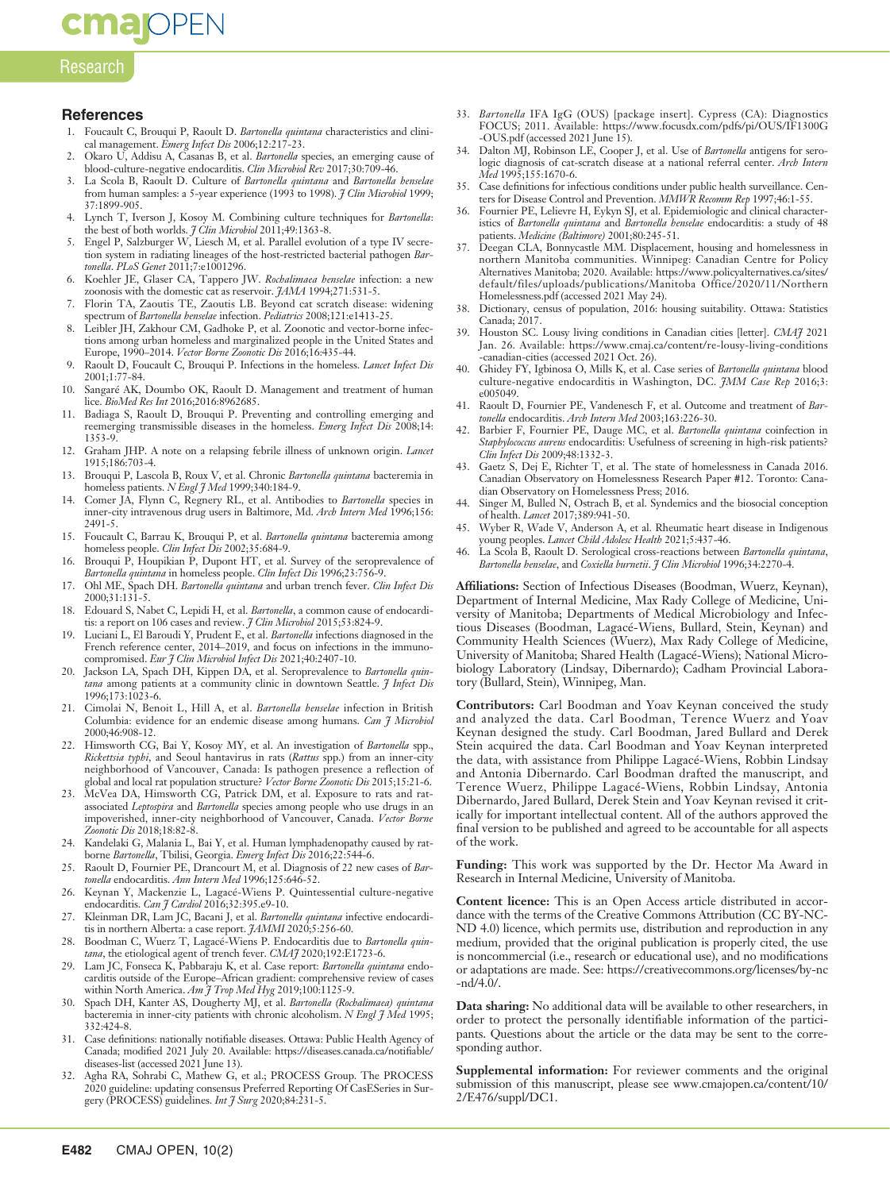## References

1. Foucault C, Brouqui P, Raoult D. *Bartonella quintana* characteristics and clinical management. *Emerg Infect Dis* 2006;12:217-23.
2. Okaro U, Addisu A, Casanas B, et al. *Bartonella* species, an emerging cause of blood-culture-negative endocarditis. *Clin Microbiol Rev* 2017;30:709-46.
3. La Scola B, Raoult D. Culture of *Bartonella quintana* and *Bartonella henselae* from human samples: a 5-year experience (1993 to 1998). *J Clin Microbiol* 1999; 37:1899-905.
4. Lynch T, Iverson J, Kosoy M. Combining culture techniques for *Bartonella*: the best of both worlds. *J Clin Microbiol* 2011;49:1363-8.
5. Engel P, Salzburger W, Liesch M, et al. Parallel evolution of a type IV secretion system in radiating lineages of the host-restricted bacterial pathogen *Bartonella*. *PLoS Genet* 2011;7:e1001296.
6. Koehler JE, Glaser CA, Tappero JW. *Rochalimaea henselae* infection: a new zoonosis with the domestic cat as reservoir. *JAMA* 1994;271:531-5.
7. Florin TA, Zaoutis TE, Zaoutis LB. Beyond cat scratch disease: widening spectrum of *Bartonella henselae* infection. *Pediatrics* 2008;121:e1413-25.
8. Leibler JH, Zakhour CM, Gadhoke P, et al. Zoonotic and vector-borne infections among urban homeless and marginalized people in the United States and Europe, 1990–2014. *Vector Borne Zoonotic Dis* 2016;16:435-44.
9. Raoult D, Foucault C, Brouqui P. Infections in the homeless. *Lancet Infect Dis* 2001;1:77-84.
10. Sangaré AK, Doumbo OK, Raoult D. Management and treatment of human lice. *BioMed Res Int* 2016;2016:8962685.
11. Badiaga S, Raoult D, Brouqui P. Preventing and controlling emerging and reemerging transmissible diseases in the homeless. *Emerg Infect Dis* 2008;14: 1353-9.
12. Graham JHP. A note on a relapsing febrile illness of unknown origin. *Lancet* 1915;186:703-4.
13. Brouqui P, Lascola B, Roux V, et al. Chronic *Bartonella quintana* bacteremia in homeless patients. *N Engl J Med* 1999;340:184-9.
14. Comer JA, Flynn C, Regnery RL, et al. Antibodies to *Bartonella* species in inner-city intravenous drug users in Baltimore, Md. *Arch Intern Med* 1996;156: 2491-5.
15. Foucault C, Barrau K, Brouqui P, et al. *Bartonella quintana* bacteremia among homeless people. *Clin Infect Dis* 2002;35:684-9.
16. Brouqui P, Houpikian P, Dupont HT, et al. Survey of the seroprevalence of *Bartonella quintana* in homeless people. *Clin Infect Dis* 1996;23:756-9.
17. Ohl ME, Spach DH. *Bartonella quintana* and urban trench fever. *Clin Infect Dis* 2000;31:131-5.
18. Edouard S, Nabet C, Lepidi H, et al. *Bartonella*, a common cause of endocarditis: a report on 106 cases and review. *J Clin Microbiol* 2015;53:824-9.
19. Luciani L, El Baroudi Y, Prudent E, et al. *Bartonella* infections diagnosed in the French reference center, 2014–2019, and focus on infections in the immunocompromised. *Eur J Clin Microbiol Infect Dis* 2021;40:2407-10.
20. Jackson LA, Spach DH, Kippen DA, et al. Seroprevalence to *Bartonella quintana* among patients at a community clinic in downtown Seattle. *J Infect Dis* 1996;173:1023-6.
21. Cimolai N, Benoit L, Hill A, et al. *Bartonella henselae* infection in British Columbia: evidence for an endemic disease among humans. *Can J Microbiol* 2000;46:908-12.
22. Himsworth CG, Bai Y, Kosoy MY, et al. An investigation of *Bartonella* spp., *Rickettsia typhi*, and Seoul hantavirus in rats (*Rattus* spp.) from an inner-city neighborhood of Vancouver, Canada: Is pathogen presence a reflection of global and local rat population structure? *Vector Borne Zoonotic Dis* 2015;15:21-6.
23. McVea DA, Himsworth CG, Patrick DM, et al. Exposure to rats and rat-associated *Leptospira* and *Bartonella* species among people who use drugs in an impoverished, inner-city neighborhood of Vancouver, Canada. *Vector Borne Zoonotic Dis* 2018;18:82-8.
24. Kandelaki G, Malania L, Bai Y, et al. Human lymphadenopathy caused by rat-borne *Bartonella*, Tbilisi, Georgia. *Emerg Infect Dis* 2016;22:544-6.
25. Raoult D, Fournier PE, Drancourt M, et al. Diagnosis of 22 new cases of *Bartonella* endocarditis. *Ann Intern Med* 1996;125:646-52.
26. Keynan Y, Mackenzie L, Lagacé-Wiens P. Quintessential culture-negative endocarditis. *Can J Cardiol* 2016;32:395.e9-10.
27. Kleinman DR, Lam JC, Bacani J, et al. *Bartonella quintana* infective endocarditis in northern Alberta: a case report. *JAMMI* 2020;5:256-60.
28. Boodman C, Wuerz T, Lagacé-Wiens P. Endocarditis due to *Bartonella quintana*, the etiological agent of trench fever. *CMAJ* 2020;192:E1723-6.
29. Lam JC, Fonseca K, Pabbaraju K, et al. Case report: *Bartonella quintana* endocarditis outside of the Europe–African gradient: comprehensive review of cases within North America. *Am J Trop Med Hyg* 2019;100:1125-9.
30. Spach DH, Kanter AS, Dougherty MJ, et al. *Bartonella (Rochalimaea) quintana* bacteremia in inner-city patients with chronic alcoholism. *N Engl J Med* 1995; 332:424-8.
31. Case definitions: nationally notifiable diseases. Ottawa: Public Health Agency of Canada; modified 2021 July 20. Available: https://diseases.canada.ca/notifiable/diseases-list (accessed 2021 June 13).
32. Agha RA, Sohrabi C, Mathew G, et al.; PROCESS Group. The PROCESS 2020 guideline: updating consensus Preferred Reporting Of CasESeries in Surgery (PROCESS) guidelines. *Int J Surg* 2020;84:231-5.
33. *Bartonella* IFA IgG (OUS) [package insert]. Cypress (CA): Diagnostics FOCUS; 2011. Available: https://www.focusdx.com/pdfs/pi/OUS/IF1300G-OUS.pdf (accessed 2021 June 15).
34. Dalton MJ, Robinson LE, Cooper J, et al. Use of *Bartonella* antigens for serologic diagnosis of cat-scratch disease at a national referral center. *Arch Intern Med* 1995;155:1670-6.
35. Case definitions for infectious conditions under public health surveillance. Centers for Disease Control and Prevention. *MMWR Recomm Rep* 1997;46:1-55.
36. Fournier PE, Lelievre H, Eykyn SJ, et al. Epidemiologic and clinical characteristics of *Bartonella quintana* and *Bartonella henselae* endocarditis: a study of 48 patients. *Medicine (Baltimore)* 2001;80:245-51.
37. Deegan CLA, Bonnycastle MM. Displacement, housing and homelessness in northern Manitoba communities. Winnipeg: Canadian Centre for Policy Alternatives Manitoba; 2020. Available: https://www.policyalternatives.ca/sites/default/files/uploads/publications/Manitoba Office/2020/11/Northern Homelessness.pdf (accessed 2021 May 24).
38. Dictionary, census of population, 2016: housing suitability. Ottawa: Statistics Canada; 2017.
39. Houston SC. Lousy living conditions in Canadian cities [letter]. *CMAJ* 2021 Jan. 26. Available: https://www.cmaj.ca/content/re-lousy-living-conditions-canadian-cities (accessed 2021 Oct. 26).
40. Ghidey FY, Igbinosa O, Mills K, et al. Case series of *Bartonella quintana* blood culture-negative endocarditis in Washington, DC. *JMM Case Rep* 2016;3: e005049.
41. Raoult D, Fournier PE, Vandenesch F, et al. Outcome and treatment of *Bartonella* endocarditis. *Arch Intern Med* 2003;163:226-30.
42. Barbier F, Fournier PE, Dauge MC, et al. *Bartonella quintana* coinfection in *Staphylococcus aureus* endocarditis: Usefulness of screening in high-risk patients? *Clin Infect Dis* 2009;48:1332-3.
43. Gaetz S, Dej E, Richter T, et al. The state of homelessness in Canada 2016. Canadian Observatory on Homelessness Research Paper #12. Toronto: Canadian Observatory on Homelessness Press; 2016.
44. Singer M, Bulled N, Ostrach B, et al. Syndemics and the biosocial conception of health. *Lancet* 2017;389:941-50.
45. Wyber R, Wade V, Anderson A, et al. Rheumatic heart disease in Indigenous young peoples. *Lancet Child Adolesc Health* 2021;5:437-46.
46. La Scola B, Raoult D. Serological cross-reactions between *Bartonella quintana*, *Bartonella henselae*, and *Coxiella burnetii*. *J Clin Microbiol* 1996;34:2270-4.

**Affiliations:** Section of Infectious Diseases (Boodman, Wuerz, Keynan), Department of Internal Medicine, Max Rady College of Medicine, University of Manitoba; Departments of Medical Microbiology and Infectious Diseases (Boodman, Lagacé-Wiens, Bullard, Stein, Keynan) and Community Health Sciences (Wuerz), Max Rady College of Medicine, University of Manitoba; Shared Health (Lagacé-Wiens); National Microbiology Laboratory (Lindsay, Dibernardo); Cadham Provincial Laboratory (Bullard, Stein), Winnipeg, Man.

**Contributors:** Carl Boodman and Yoav Keynan conceived the study and analyzed the data. Carl Boodman, Terence Wuerz and Yoav Keynan designed the study. Carl Boodman, Jared Bullard and Derek Stein acquired the data. Carl Boodman and Yoav Keynan interpreted the data, with assistance from Philippe Lagacé-Wiens, Robbin Lindsay and Antonia Dibernardo. Carl Boodman drafted the manuscript, and Terence Wuerz, Philippe Lagacé-Wiens, Robbin Lindsay, Antonia Dibernardo, Jared Bullard, Derek Stein and Yoav Keynan revised it critically for important intellectual content. All of the authors approved the final version to be published and agreed to be accountable for all aspects of the work.

**Funding:** This work was supported by the Dr. Hector Ma Award in Research in Internal Medicine, University of Manitoba.

**Content licence:** This is an Open Access article distributed in accordance with the terms of the Creative Commons Attribution (CC BY-NC-ND 4.0) licence, which permits use, distribution and reproduction in any medium, provided that the original publication is properly cited, the use is noncommercial (i.e., research or educational use), and no modifications or adaptations are made. See: https://creativecommons.org/licenses/by-nc-nd/4.0/.

**Data sharing:** No additional data will be available to other researchers, in order to protect the personally identifiable information of the participants. Questions about the article or the data may be sent to the corresponding author.

**Supplemental information:** For reviewer comments and the original submission of this manuscript, please see www.cmajopen.ca/content/10/2/E476/suppl/DC1.